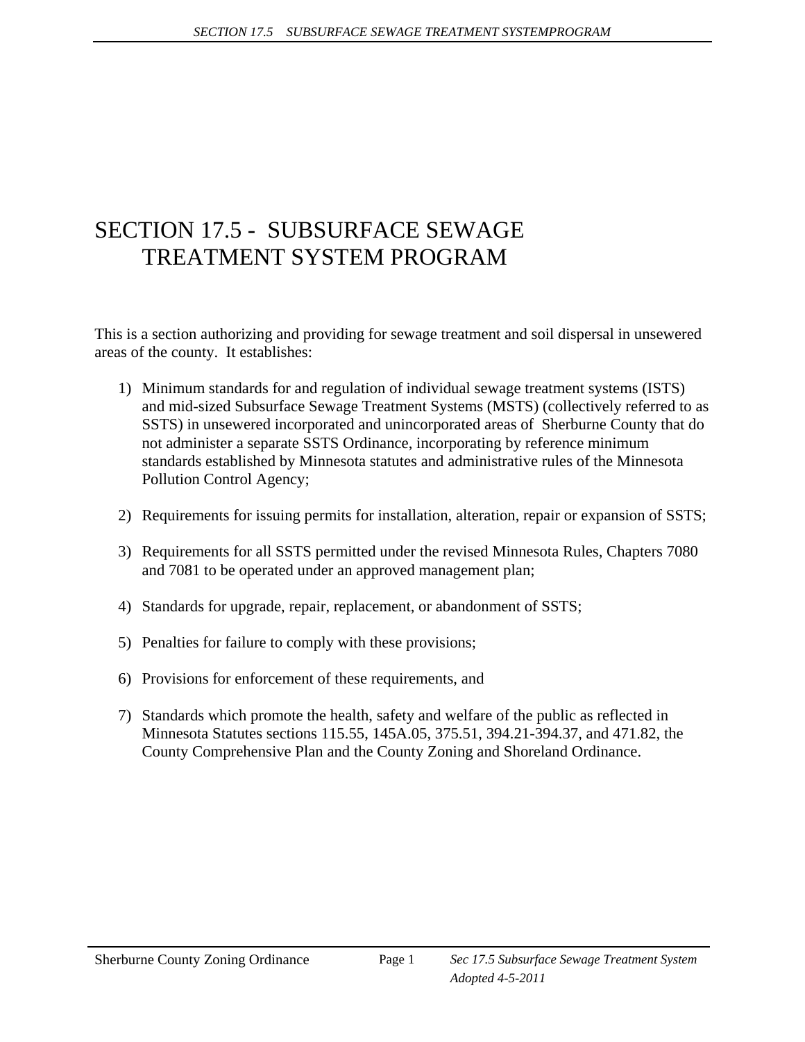# SECTION 17.5 - SUBSURFACE SEWAGE TREATMENT SYSTEM PROGRAM

This is a section authorizing and providing for sewage treatment and soil dispersal in unsewered areas of the county. It establishes:

1) Minimum standards for and regulation of individual sewage treatment systems (ISTS) and mid-sized Subsurface Sewage Treatment Systems (MSTS) (collectively referred to as SSTS) in unsewered incorporated and unincorporated areas of Sherburne County that do not administer a separate SSTS Ordinance, incorporating by reference minimum standards established by Minnesota statutes and administrative rules of the Minnesota Pollution Control Agency;

2) Requirements for issuing permits for installation, alteration, repair or expansion of SSTS;

3) Requirements for all SSTS permitted under the revised Minnesota Rules, Chapters 7080 and 7081 to be operated under an approved management plan;

4) Standards for upgrade, repair, replacement, or abandonment of SSTS;

5) Penalties for failure to comply with these provisions;

6) Provisions for enforcement of these requirements, and

7) Standards which promote the health, safety and welfare of the public as reflected in Minnesota Statutes sections 115.55, 145A.05, 375.51, 394.21-394.37, and 471.82, the County Comprehensive Plan and the County Zoning and Shoreland Ordinance.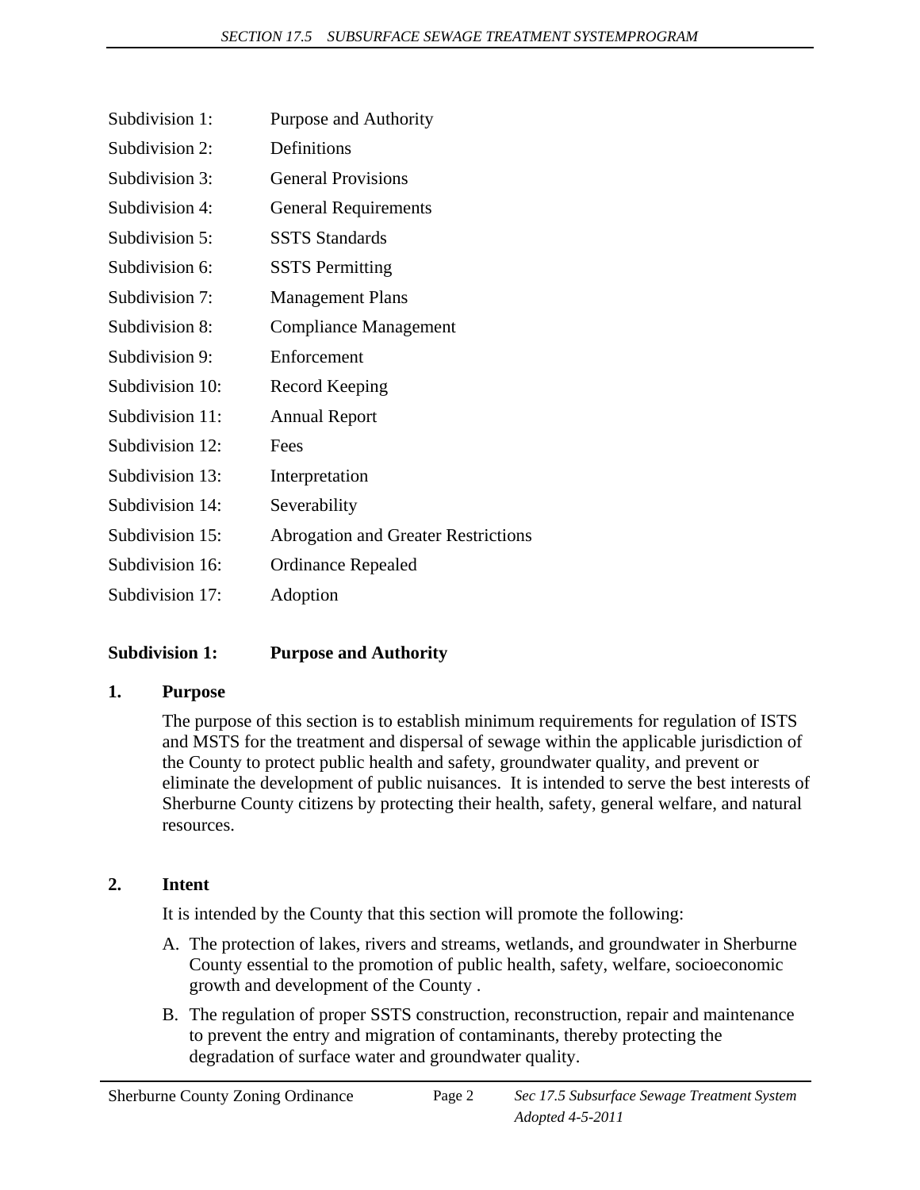| | |
|---|---|
| Subdivision 1: | Purpose and Authority |
| Subdivision 2: | Definitions |
| Subdivision 3: | General Provisions |
| Subdivision 4: | General Requirements |
| Subdivision 5: | SSTS Standards |
| Subdivision 6: | SSTS Permitting |
| Subdivision 7: | Management Plans |
| Subdivision 8: | Compliance Management |
| Subdivision 9: | Enforcement |
| Subdivision 10: | Record Keeping |
| Subdivision 11: | Annual Report |
| Subdivision 12: | Fees |
| Subdivision 13: | Interpretation |
| Subdivision 14: | Severability |
| Subdivision 15: | Abrogation and Greater Restrictions |
| Subdivision 16: | Ordinance Repealed |
| Subdivision 17: | Adoption |

## Subdivision 1: Purpose and Authority

### 1. Purpose

The purpose of this section is to establish minimum requirements for regulation of ISTS and MSTS for the treatment and dispersal of sewage within the applicable jurisdiction of the County to protect public health and safety, groundwater quality, and prevent or eliminate the development of public nuisances. It is intended to serve the best interests of Sherburne County citizens by protecting their health, safety, general welfare, and natural resources.

### 2. Intent

It is intended by the County that this section will promote the following:

A. The protection of lakes, rivers and streams, wetlands, and groundwater in Sherburne County essential to the promotion of public health, safety, welfare, socioeconomic growth and development of the County .

B. The regulation of proper SSTS construction, reconstruction, repair and maintenance to prevent the entry and migration of contaminants, thereby protecting the degradation of surface water and groundwater quality.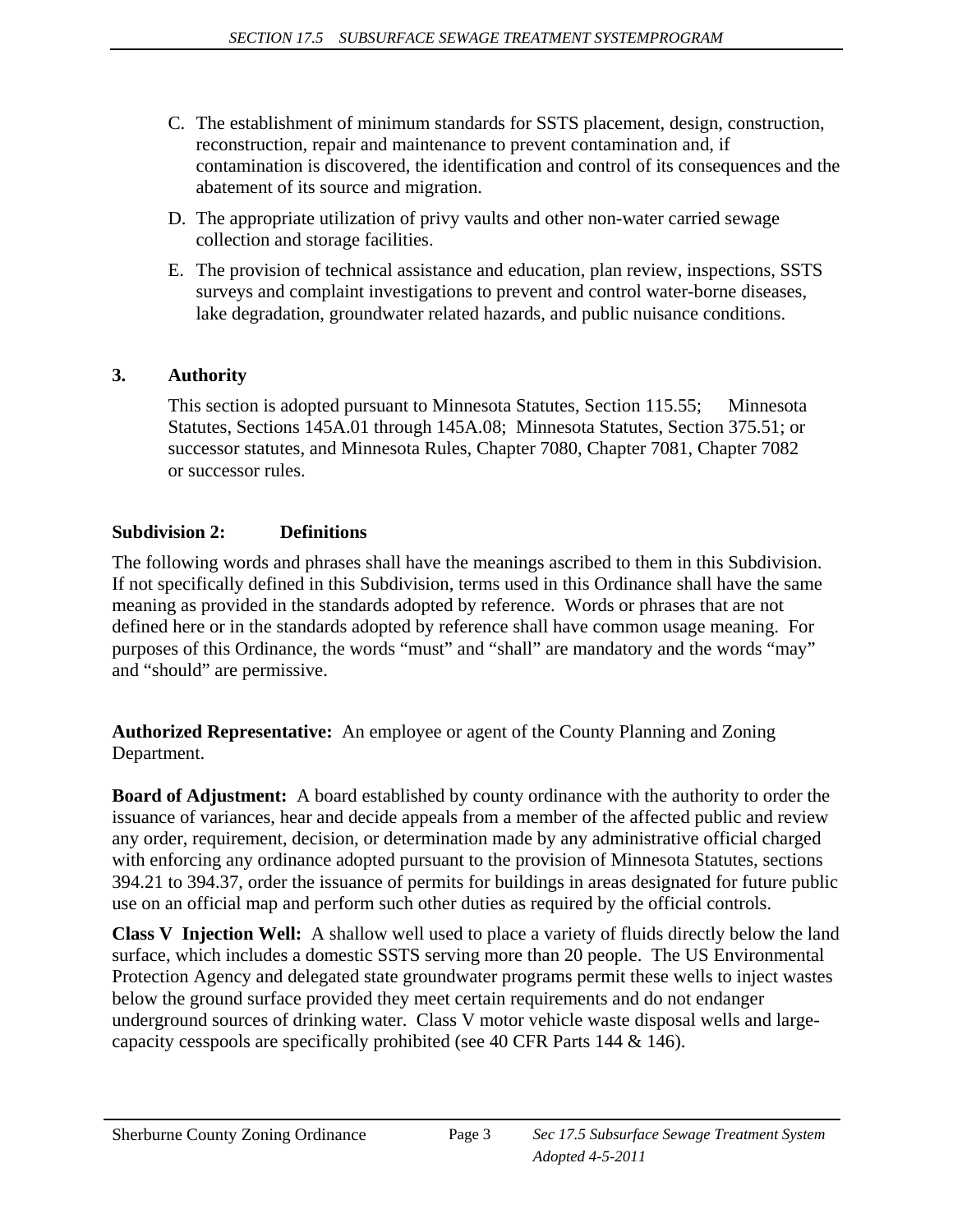C. The establishment of minimum standards for SSTS placement, design, construction, reconstruction, repair and maintenance to prevent contamination and, if contamination is discovered, the identification and control of its consequences and the abatement of its source and migration.

D. The appropriate utilization of privy vaults and other non-water carried sewage collection and storage facilities.

E. The provision of technical assistance and education, plan review, inspections, SSTS surveys and complaint investigations to prevent and control water-borne diseases, lake degradation, groundwater related hazards, and public nuisance conditions.

### 3. Authority

This section is adopted pursuant to Minnesota Statutes, Section 115.55; Minnesota Statutes, Sections 145A.01 through 145A.08; Minnesota Statutes, Section 375.51; or successor statutes, and Minnesota Rules, Chapter 7080, Chapter 7081, Chapter 7082 or successor rules.

## Subdivision 2: Definitions

The following words and phrases shall have the meanings ascribed to them in this Subdivision. If not specifically defined in this Subdivision, terms used in this Ordinance shall have the same meaning as provided in the standards adopted by reference. Words or phrases that are not defined here or in the standards adopted by reference shall have common usage meaning. For purposes of this Ordinance, the words "must" and "shall" are mandatory and the words "may" and "should" are permissive.

**Authorized Representative:** An employee or agent of the County Planning and Zoning Department.

**Board of Adjustment:** A board established by county ordinance with the authority to order the issuance of variances, hear and decide appeals from a member of the affected public and review any order, requirement, decision, or determination made by any administrative official charged with enforcing any ordinance adopted pursuant to the provision of Minnesota Statutes, sections 394.21 to 394.37, order the issuance of permits for buildings in areas designated for future public use on an official map and perform such other duties as required by the official controls.

**Class V Injection Well:** A shallow well used to place a variety of fluids directly below the land surface, which includes a domestic SSTS serving more than 20 people. The US Environmental Protection Agency and delegated state groundwater programs permit these wells to inject wastes below the ground surface provided they meet certain requirements and do not endanger underground sources of drinking water. Class V motor vehicle waste disposal wells and large-capacity cesspools are specifically prohibited (see 40 CFR Parts 144 & 146).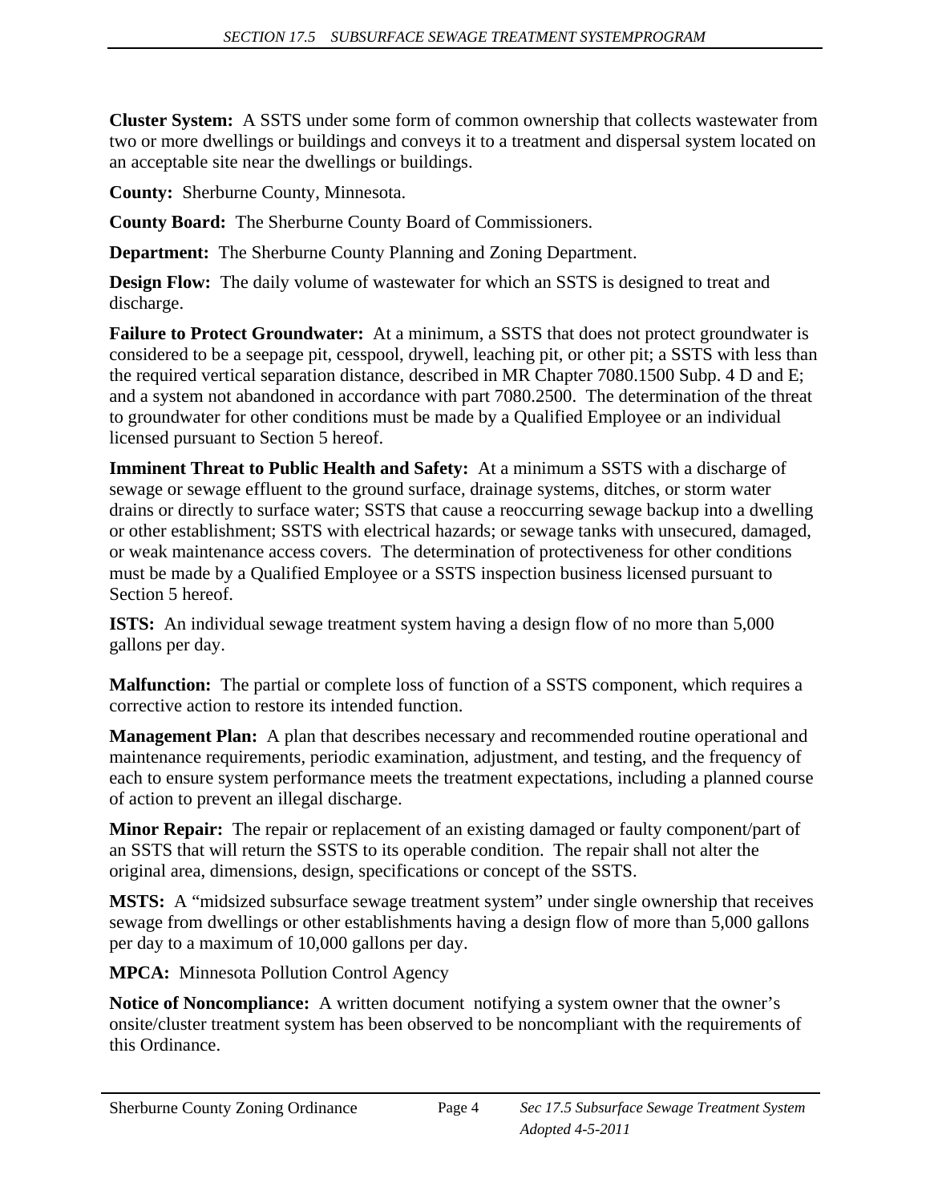**Cluster System:** A SSTS under some form of common ownership that collects wastewater from two or more dwellings or buildings and conveys it to a treatment and dispersal system located on an acceptable site near the dwellings or buildings.

**County:** Sherburne County, Minnesota.

**County Board:** The Sherburne County Board of Commissioners.

**Department:** The Sherburne County Planning and Zoning Department.

**Design Flow:** The daily volume of wastewater for which an SSTS is designed to treat and discharge.

**Failure to Protect Groundwater:** At a minimum, a SSTS that does not protect groundwater is considered to be a seepage pit, cesspool, drywell, leaching pit, or other pit; a SSTS with less than the required vertical separation distance, described in MR Chapter 7080.1500 Subp. 4 D and E; and a system not abandoned in accordance with part 7080.2500. The determination of the threat to groundwater for other conditions must be made by a Qualified Employee or an individual licensed pursuant to Section 5 hereof.

**Imminent Threat to Public Health and Safety:** At a minimum a SSTS with a discharge of sewage or sewage effluent to the ground surface, drainage systems, ditches, or storm water drains or directly to surface water; SSTS that cause a reoccurring sewage backup into a dwelling or other establishment; SSTS with electrical hazards; or sewage tanks with unsecured, damaged, or weak maintenance access covers. The determination of protectiveness for other conditions must be made by a Qualified Employee or a SSTS inspection business licensed pursuant to Section 5 hereof.

**ISTS:** An individual sewage treatment system having a design flow of no more than 5,000 gallons per day.

**Malfunction:** The partial or complete loss of function of a SSTS component, which requires a corrective action to restore its intended function.

**Management Plan:** A plan that describes necessary and recommended routine operational and maintenance requirements, periodic examination, adjustment, and testing, and the frequency of each to ensure system performance meets the treatment expectations, including a planned course of action to prevent an illegal discharge.

**Minor Repair:** The repair or replacement of an existing damaged or faulty component/part of an SSTS that will return the SSTS to its operable condition. The repair shall not alter the original area, dimensions, design, specifications or concept of the SSTS.

**MSTS:** A "midsized subsurface sewage treatment system" under single ownership that receives sewage from dwellings or other establishments having a design flow of more than 5,000 gallons per day to a maximum of 10,000 gallons per day.

**MPCA:** Minnesota Pollution Control Agency

**Notice of Noncompliance:** A written document notifying a system owner that the owner's onsite/cluster treatment system has been observed to be noncompliant with the requirements of this Ordinance.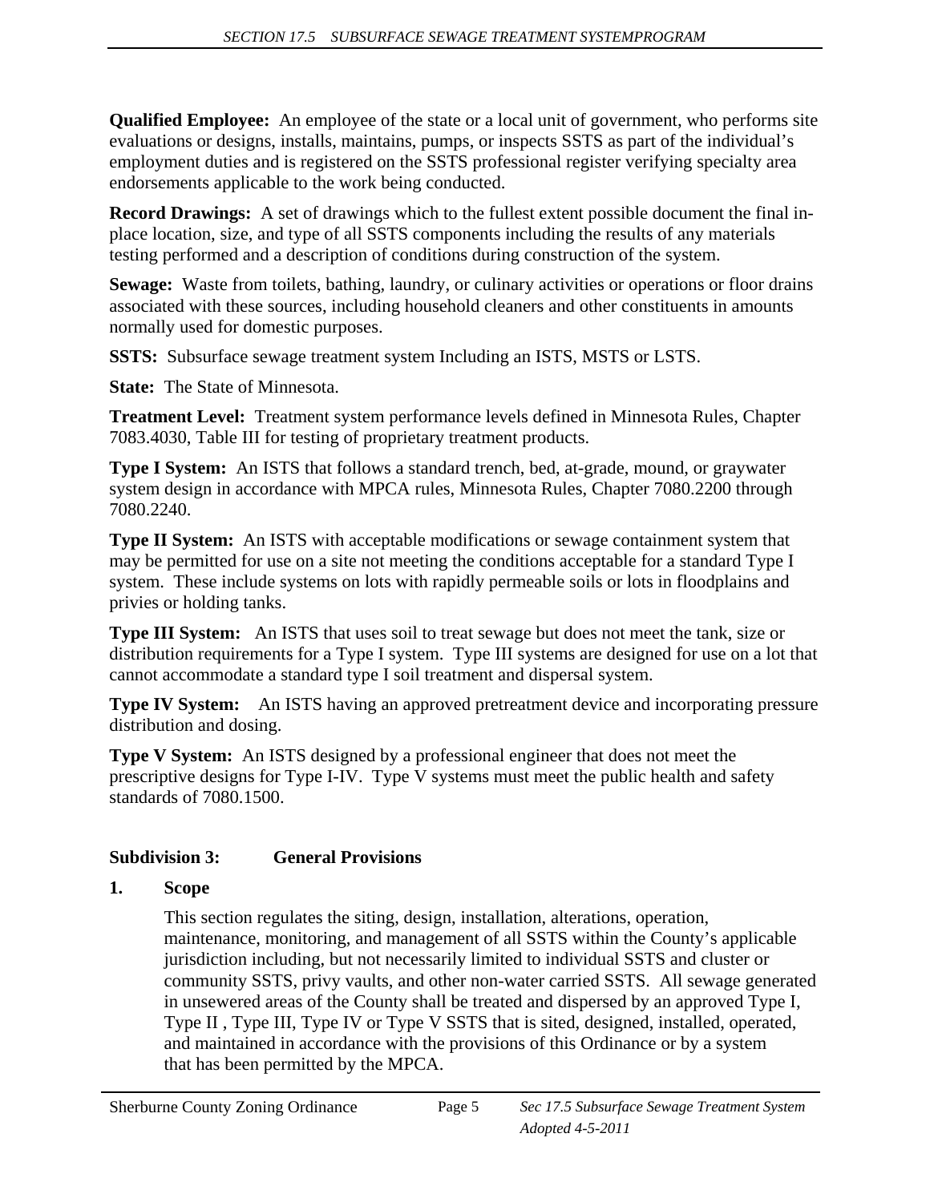**Qualified Employee:** An employee of the state or a local unit of government, who performs site evaluations or designs, installs, maintains, pumps, or inspects SSTS as part of the individual's employment duties and is registered on the SSTS professional register verifying specialty area endorsements applicable to the work being conducted.

**Record Drawings:** A set of drawings which to the fullest extent possible document the final in-place location, size, and type of all SSTS components including the results of any materials testing performed and a description of conditions during construction of the system.

**Sewage:** Waste from toilets, bathing, laundry, or culinary activities or operations or floor drains associated with these sources, including household cleaners and other constituents in amounts normally used for domestic purposes.

**SSTS:** Subsurface sewage treatment system Including an ISTS, MSTS or LSTS.

**State:** The State of Minnesota.

**Treatment Level:** Treatment system performance levels defined in Minnesota Rules, Chapter 7083.4030, Table III for testing of proprietary treatment products.

**Type I System:** An ISTS that follows a standard trench, bed, at-grade, mound, or graywater system design in accordance with MPCA rules, Minnesota Rules, Chapter 7080.2200 through 7080.2240.

**Type II System:** An ISTS with acceptable modifications or sewage containment system that may be permitted for use on a site not meeting the conditions acceptable for a standard Type I system. These include systems on lots with rapidly permeable soils or lots in floodplains and privies or holding tanks.

**Type III System:** An ISTS that uses soil to treat sewage but does not meet the tank, size or distribution requirements for a Type I system. Type III systems are designed for use on a lot that cannot accommodate a standard type I soil treatment and dispersal system.

**Type IV System:** An ISTS having an approved pretreatment device and incorporating pressure distribution and dosing.

**Type V System:** An ISTS designed by a professional engineer that does not meet the prescriptive designs for Type I-IV. Type V systems must meet the public health and safety standards of 7080.1500.

## Subdivision 3: General Provisions

### 1. Scope

This section regulates the siting, design, installation, alterations, operation, maintenance, monitoring, and management of all SSTS within the County's applicable jurisdiction including, but not necessarily limited to individual SSTS and cluster or community SSTS, privy vaults, and other non-water carried SSTS. All sewage generated in unsewered areas of the County shall be treated and dispersed by an approved Type I, Type II , Type III, Type IV or Type V SSTS that is sited, designed, installed, operated, and maintained in accordance with the provisions of this Ordinance or by a system that has been permitted by the MPCA.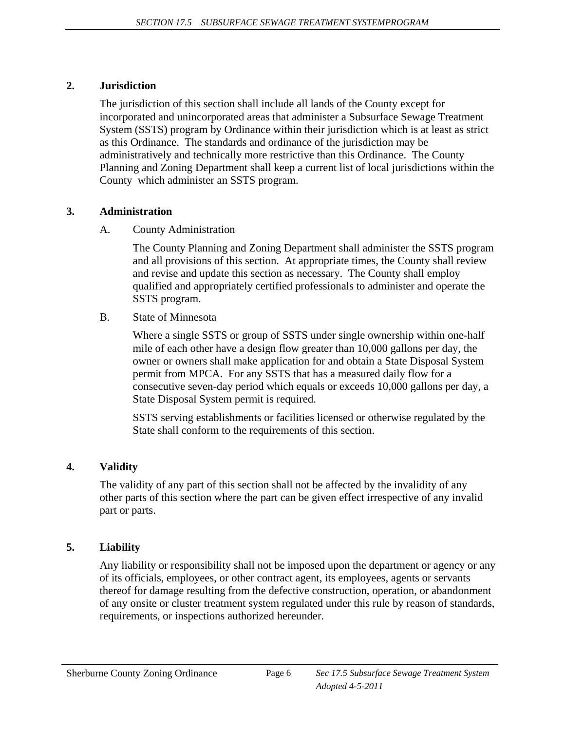## 2. Jurisdiction

The jurisdiction of this section shall include all lands of the County except for incorporated and unincorporated areas that administer a Subsurface Sewage Treatment System (SSTS) program by Ordinance within their jurisdiction which is at least as strict as this Ordinance. The standards and ordinance of the jurisdiction may be administratively and technically more restrictive than this Ordinance. The County Planning and Zoning Department shall keep a current list of local jurisdictions within the County which administer an SSTS program.

## 3. Administration

A. County Administration

The County Planning and Zoning Department shall administer the SSTS program and all provisions of this section. At appropriate times, the County shall review and revise and update this section as necessary. The County shall employ qualified and appropriately certified professionals to administer and operate the SSTS program.

B. State of Minnesota

Where a single SSTS or group of SSTS under single ownership within one-half mile of each other have a design flow greater than 10,000 gallons per day, the owner or owners shall make application for and obtain a State Disposal System permit from MPCA. For any SSTS that has a measured daily flow for a consecutive seven-day period which equals or exceeds 10,000 gallons per day, a State Disposal System permit is required.

SSTS serving establishments or facilities licensed or otherwise regulated by the State shall conform to the requirements of this section.

## 4. Validity

The validity of any part of this section shall not be affected by the invalidity of any other parts of this section where the part can be given effect irrespective of any invalid part or parts.

## 5. Liability

Any liability or responsibility shall not be imposed upon the department or agency or any of its officials, employees, or other contract agent, its employees, agents or servants thereof for damage resulting from the defective construction, operation, or abandonment of any onsite or cluster treatment system regulated under this rule by reason of standards, requirements, or inspections authorized hereunder.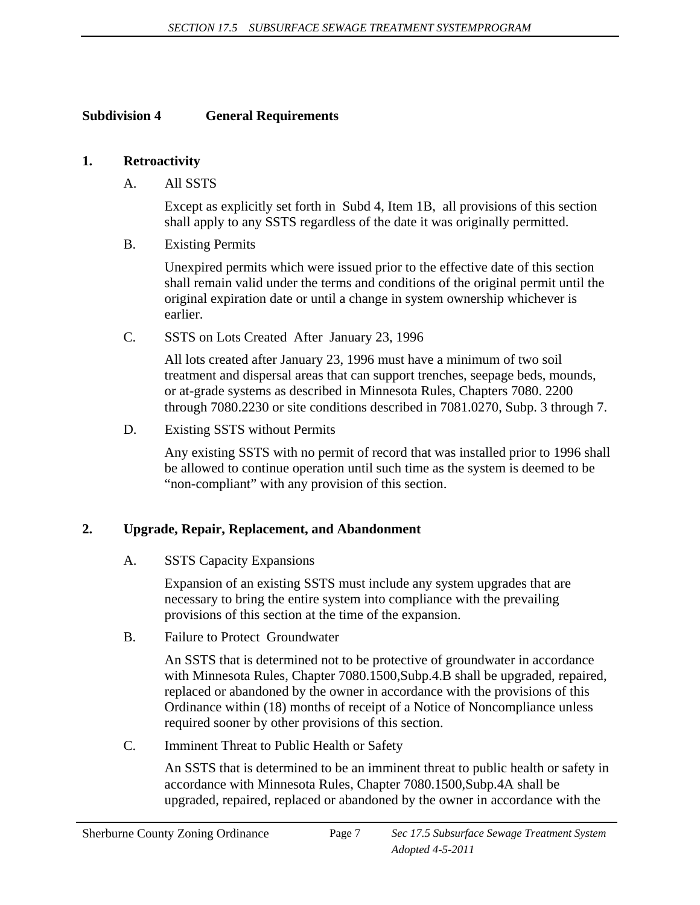## Subdivision 4 General Requirements

### 1. Retroactivity

A. All SSTS

Except as explicitly set forth in Subd 4, Item 1B, all provisions of this section shall apply to any SSTS regardless of the date it was originally permitted.

B. Existing Permits

Unexpired permits which were issued prior to the effective date of this section shall remain valid under the terms and conditions of the original permit until the original expiration date or until a change in system ownership whichever is earlier.

C. SSTS on Lots Created After January 23, 1996

All lots created after January 23, 1996 must have a minimum of two soil treatment and dispersal areas that can support trenches, seepage beds, mounds, or at-grade systems as described in Minnesota Rules, Chapters 7080. 2200 through 7080.2230 or site conditions described in 7081.0270, Subp. 3 through 7.

D. Existing SSTS without Permits

Any existing SSTS with no permit of record that was installed prior to 1996 shall be allowed to continue operation until such time as the system is deemed to be "non-compliant" with any provision of this section.

### 2. Upgrade, Repair, Replacement, and Abandonment

A. SSTS Capacity Expansions

Expansion of an existing SSTS must include any system upgrades that are necessary to bring the entire system into compliance with the prevailing provisions of this section at the time of the expansion.

B. Failure to Protect Groundwater

An SSTS that is determined not to be protective of groundwater in accordance with Minnesota Rules, Chapter 7080.1500,Subp.4.B shall be upgraded, repaired, replaced or abandoned by the owner in accordance with the provisions of this Ordinance within (18) months of receipt of a Notice of Noncompliance unless required sooner by other provisions of this section.

C. Imminent Threat to Public Health or Safety

An SSTS that is determined to be an imminent threat to public health or safety in accordance with Minnesota Rules, Chapter 7080.1500,Subp.4A shall be upgraded, repaired, replaced or abandoned by the owner in accordance with the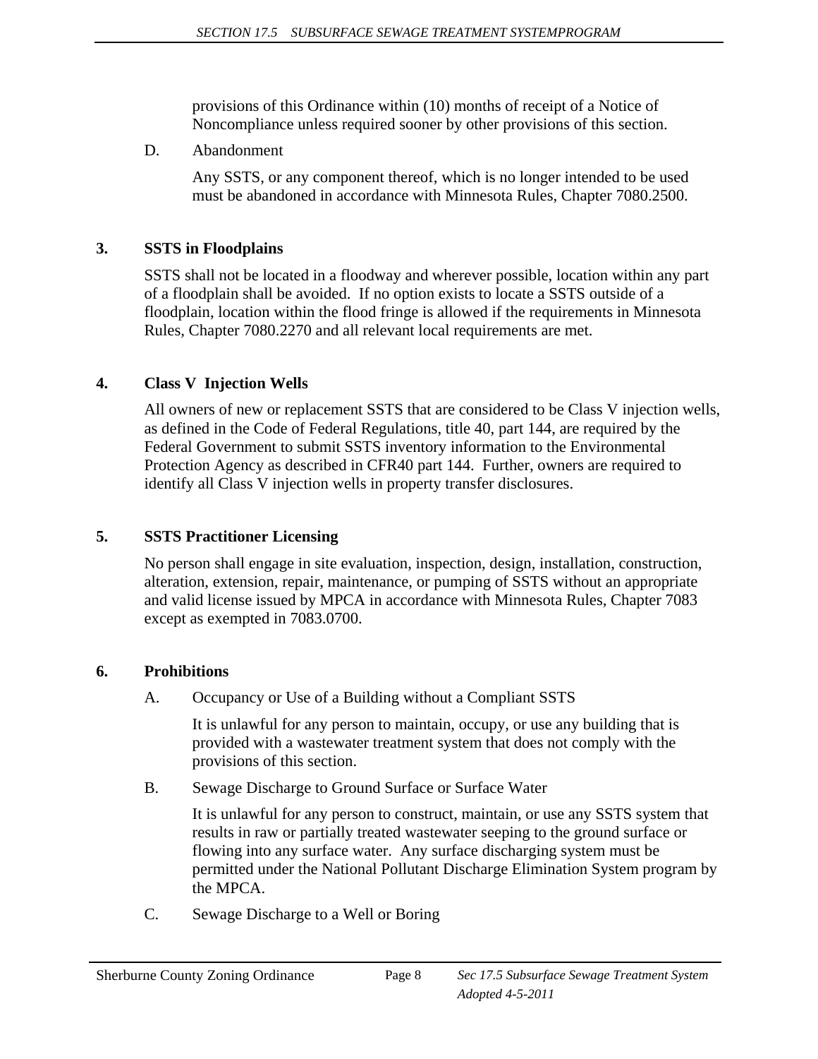provisions of this Ordinance within (10) months of receipt of a Notice of Noncompliance unless required sooner by other provisions of this section.

D. Abandonment

Any SSTS, or any component thereof, which is no longer intended to be used must be abandoned in accordance with Minnesota Rules, Chapter 7080.2500.

## 3. SSTS in Floodplains

SSTS shall not be located in a floodway and wherever possible, location within any part of a floodplain shall be avoided. If no option exists to locate a SSTS outside of a floodplain, location within the flood fringe is allowed if the requirements in Minnesota Rules, Chapter 7080.2270 and all relevant local requirements are met.

## 4. Class V Injection Wells

All owners of new or replacement SSTS that are considered to be Class V injection wells, as defined in the Code of Federal Regulations, title 40, part 144, are required by the Federal Government to submit SSTS inventory information to the Environmental Protection Agency as described in CFR40 part 144. Further, owners are required to identify all Class V injection wells in property transfer disclosures.

## 5. SSTS Practitioner Licensing

No person shall engage in site evaluation, inspection, design, installation, construction, alteration, extension, repair, maintenance, or pumping of SSTS without an appropriate and valid license issued by MPCA in accordance with Minnesota Rules, Chapter 7083 except as exempted in 7083.0700.

## 6. Prohibitions

A. Occupancy or Use of a Building without a Compliant SSTS

It is unlawful for any person to maintain, occupy, or use any building that is provided with a wastewater treatment system that does not comply with the provisions of this section.

B. Sewage Discharge to Ground Surface or Surface Water

It is unlawful for any person to construct, maintain, or use any SSTS system that results in raw or partially treated wastewater seeping to the ground surface or flowing into any surface water. Any surface discharging system must be permitted under the National Pollutant Discharge Elimination System program by the MPCA.

C. Sewage Discharge to a Well or Boring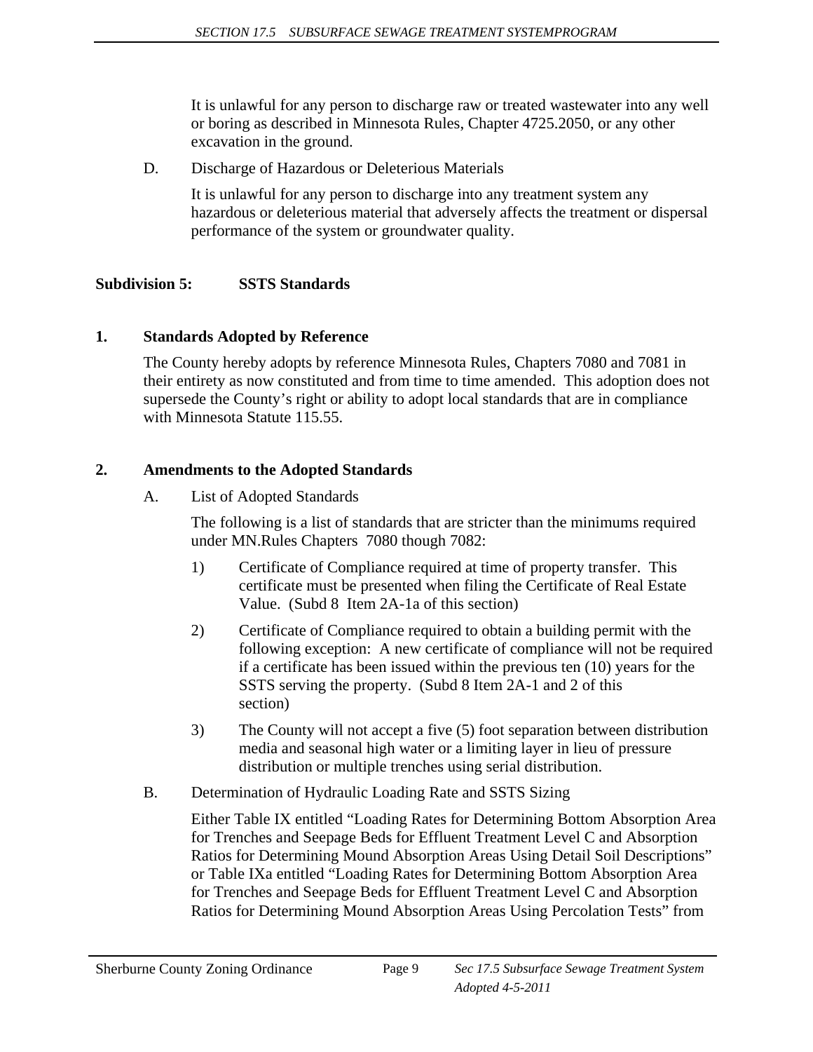It is unlawful for any person to discharge raw or treated wastewater into any well or boring as described in Minnesota Rules, Chapter 4725.2050, or any other excavation in the ground.

D. Discharge of Hazardous or Deleterious Materials

It is unlawful for any person to discharge into any treatment system any hazardous or deleterious material that adversely affects the treatment or dispersal performance of the system or groundwater quality.

## Subdivision 5: SSTS Standards

### 1. Standards Adopted by Reference

The County hereby adopts by reference Minnesota Rules, Chapters 7080 and 7081 in their entirety as now constituted and from time to time amended. This adoption does not supersede the County's right or ability to adopt local standards that are in compliance with Minnesota Statute 115.55.

### 2. Amendments to the Adopted Standards

A. List of Adopted Standards

The following is a list of standards that are stricter than the minimums required under MN.Rules Chapters 7080 though 7082:

1) Certificate of Compliance required at time of property transfer. This certificate must be presented when filing the Certificate of Real Estate Value. (Subd 8 Item 2A-1a of this section)

2) Certificate of Compliance required to obtain a building permit with the following exception: A new certificate of compliance will not be required if a certificate has been issued within the previous ten (10) years for the SSTS serving the property. (Subd 8 Item 2A-1 and 2 of this section)

3) The County will not accept a five (5) foot separation between distribution media and seasonal high water or a limiting layer in lieu of pressure distribution or multiple trenches using serial distribution.

B. Determination of Hydraulic Loading Rate and SSTS Sizing

Either Table IX entitled "Loading Rates for Determining Bottom Absorption Area for Trenches and Seepage Beds for Effluent Treatment Level C and Absorption Ratios for Determining Mound Absorption Areas Using Detail Soil Descriptions" or Table IXa entitled "Loading Rates for Determining Bottom Absorption Area for Trenches and Seepage Beds for Effluent Treatment Level C and Absorption Ratios for Determining Mound Absorption Areas Using Percolation Tests" from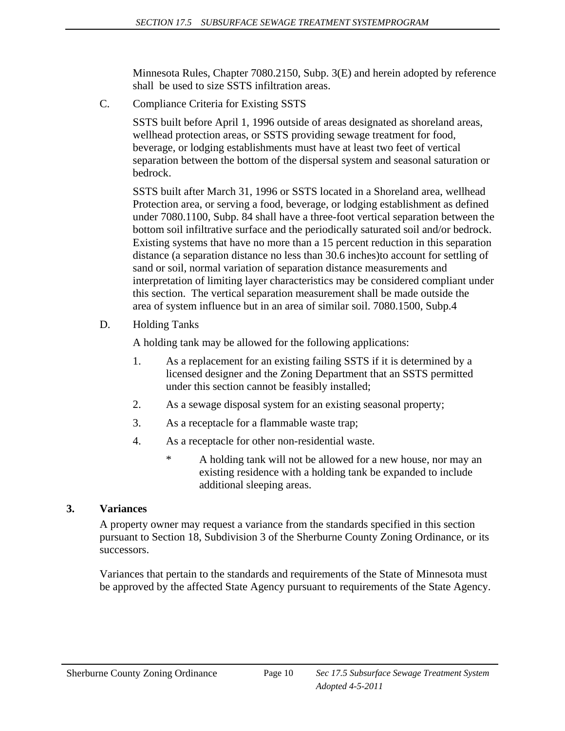Minnesota Rules, Chapter 7080.2150, Subp. 3(E) and herein adopted by reference shall be used to size SSTS infiltration areas.

C. Compliance Criteria for Existing SSTS

SSTS built before April 1, 1996 outside of areas designated as shoreland areas, wellhead protection areas, or SSTS providing sewage treatment for food, beverage, or lodging establishments must have at least two feet of vertical separation between the bottom of the dispersal system and seasonal saturation or bedrock.

SSTS built after March 31, 1996 or SSTS located in a Shoreland area, wellhead Protection area, or serving a food, beverage, or lodging establishment as defined under 7080.1100, Subp. 84 shall have a three-foot vertical separation between the bottom soil infiltrative surface and the periodically saturated soil and/or bedrock. Existing systems that have no more than a 15 percent reduction in this separation distance (a separation distance no less than 30.6 inches)to account for settling of sand or soil, normal variation of separation distance measurements and interpretation of limiting layer characteristics may be considered compliant under this section. The vertical separation measurement shall be made outside the area of system influence but in an area of similar soil. 7080.1500, Subp.4

D. Holding Tanks

A holding tank may be allowed for the following applications:

1. As a replacement for an existing failing SSTS if it is determined by a licensed designer and the Zoning Department that an SSTS permitted under this section cannot be feasibly installed;
2. As a sewage disposal system for an existing seasonal property;
3. As a receptacle for a flammable waste trap;
4. As a receptacle for other non-residential waste.

   \* A holding tank will not be allowed for a new house, nor may an existing residence with a holding tank be expanded to include additional sleeping areas.

### 3. Variances

A property owner may request a variance from the standards specified in this section pursuant to Section 18, Subdivision 3 of the Sherburne County Zoning Ordinance, or its successors.

Variances that pertain to the standards and requirements of the State of Minnesota must be approved by the affected State Agency pursuant to requirements of the State Agency.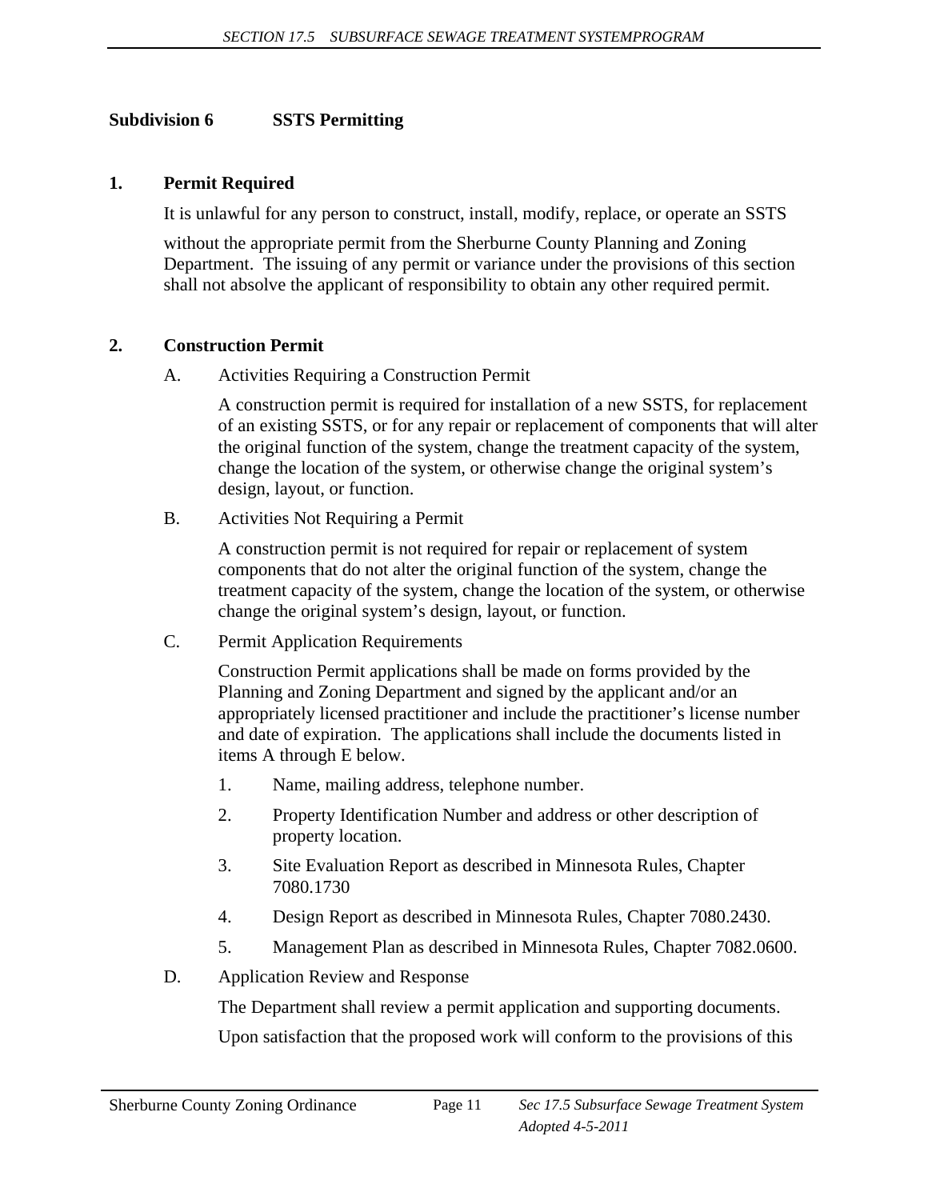## Subdivision 6 SSTS Permitting

### 1. Permit Required

It is unlawful for any person to construct, install, modify, replace, or operate an SSTS

without the appropriate permit from the Sherburne County Planning and Zoning Department. The issuing of any permit or variance under the provisions of this section shall not absolve the applicant of responsibility to obtain any other required permit.

### 2. Construction Permit

A. Activities Requiring a Construction Permit

A construction permit is required for installation of a new SSTS, for replacement of an existing SSTS, or for any repair or replacement of components that will alter the original function of the system, change the treatment capacity of the system, change the location of the system, or otherwise change the original system's design, layout, or function.

B. Activities Not Requiring a Permit

A construction permit is not required for repair or replacement of system components that do not alter the original function of the system, change the treatment capacity of the system, change the location of the system, or otherwise change the original system's design, layout, or function.

C. Permit Application Requirements

Construction Permit applications shall be made on forms provided by the Planning and Zoning Department and signed by the applicant and/or an appropriately licensed practitioner and include the practitioner's license number and date of expiration. The applications shall include the documents listed in items A through E below.

1. Name, mailing address, telephone number.
2. Property Identification Number and address or other description of property location.
3. Site Evaluation Report as described in Minnesota Rules, Chapter 7080.1730
4. Design Report as described in Minnesota Rules, Chapter 7080.2430.
5. Management Plan as described in Minnesota Rules, Chapter 7082.0600.

D. Application Review and Response

The Department shall review a permit application and supporting documents.

Upon satisfaction that the proposed work will conform to the provisions of this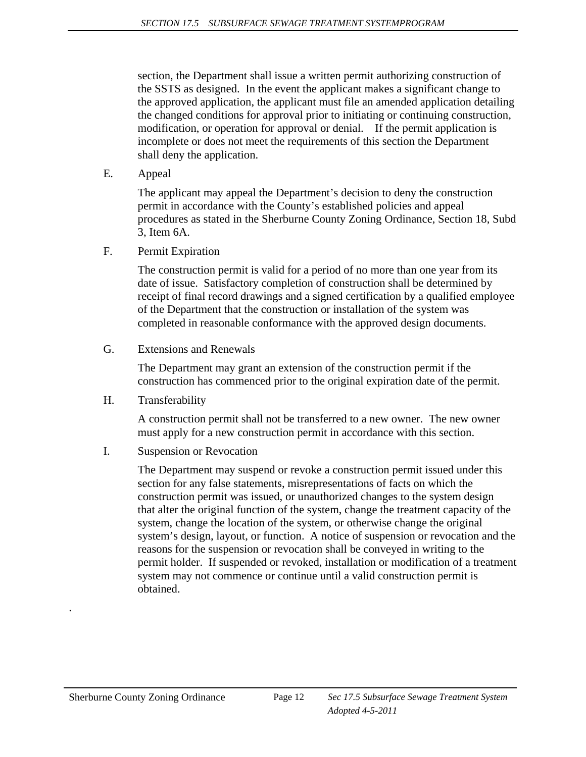section, the Department shall issue a written permit authorizing construction of the SSTS as designed. In the event the applicant makes a significant change to the approved application, the applicant must file an amended application detailing the changed conditions for approval prior to initiating or continuing construction, modification, or operation for approval or denial. If the permit application is incomplete or does not meet the requirements of this section the Department shall deny the application.

E. Appeal

The applicant may appeal the Department's decision to deny the construction permit in accordance with the County's established policies and appeal procedures as stated in the Sherburne County Zoning Ordinance, Section 18, Subd 3, Item 6A.

F. Permit Expiration

The construction permit is valid for a period of no more than one year from its date of issue. Satisfactory completion of construction shall be determined by receipt of final record drawings and a signed certification by a qualified employee of the Department that the construction or installation of the system was completed in reasonable conformance with the approved design documents.

G. Extensions and Renewals

The Department may grant an extension of the construction permit if the construction has commenced prior to the original expiration date of the permit.

H. Transferability

A construction permit shall not be transferred to a new owner. The new owner must apply for a new construction permit in accordance with this section.

I. Suspension or Revocation

The Department may suspend or revoke a construction permit issued under this section for any false statements, misrepresentations of facts on which the construction permit was issued, or unauthorized changes to the system design that alter the original function of the system, change the treatment capacity of the system, change the location of the system, or otherwise change the original system's design, layout, or function. A notice of suspension or revocation and the reasons for the suspension or revocation shall be conveyed in writing to the permit holder. If suspended or revoked, installation or modification of a treatment system may not commence or continue until a valid construction permit is obtained.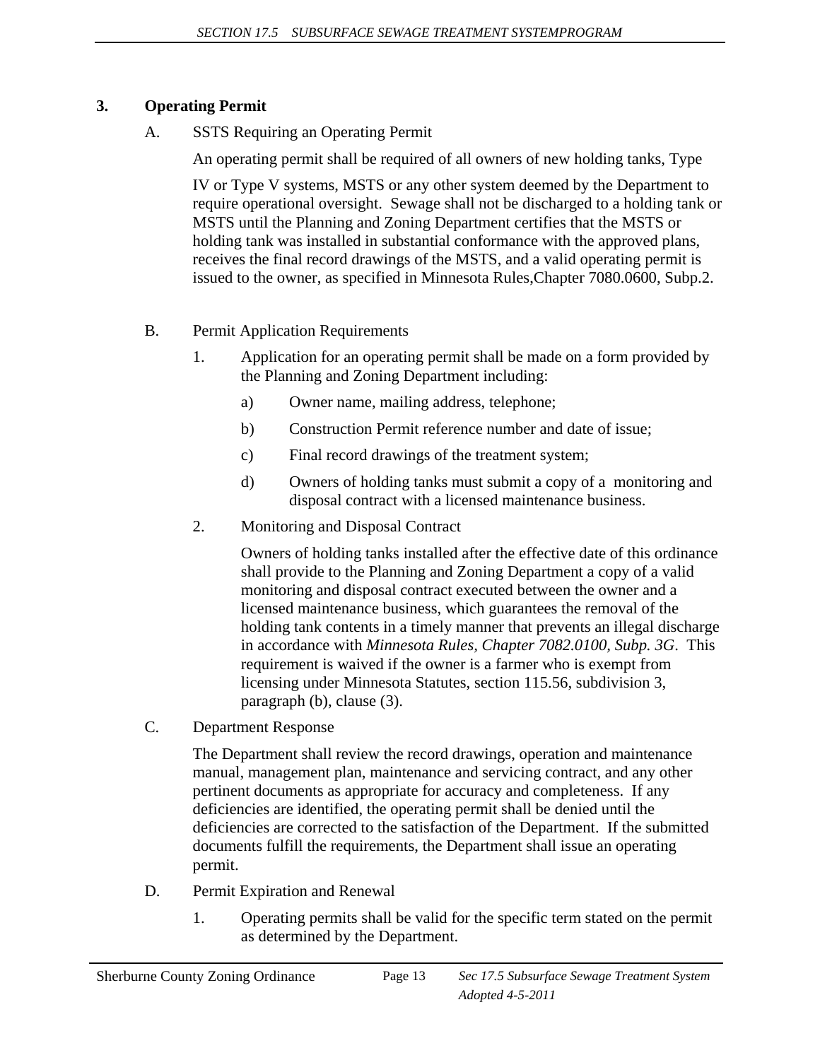### 3. Operating Permit

A. SSTS Requiring an Operating Permit

An operating permit shall be required of all owners of new holding tanks, Type IV or Type V systems, MSTS or any other system deemed by the Department to require operational oversight. Sewage shall not be discharged to a holding tank or MSTS until the Planning and Zoning Department certifies that the MSTS or holding tank was installed in substantial conformance with the approved plans, receives the final record drawings of the MSTS, and a valid operating permit is issued to the owner, as specified in Minnesota Rules,Chapter 7080.0600, Subp.2.

B. Permit Application Requirements

1. Application for an operating permit shall be made on a form provided by the Planning and Zoning Department including:

   a) Owner name, mailing address, telephone;

   b) Construction Permit reference number and date of issue;

   c) Final record drawings of the treatment system;

   d) Owners of holding tanks must submit a copy of a monitoring and disposal contract with a licensed maintenance business.

2. Monitoring and Disposal Contract

   Owners of holding tanks installed after the effective date of this ordinance shall provide to the Planning and Zoning Department a copy of a valid monitoring and disposal contract executed between the owner and a licensed maintenance business, which guarantees the removal of the holding tank contents in a timely manner that prevents an illegal discharge in accordance with *Minnesota Rules, Chapter 7082.0100, Subp. 3G*. This requirement is waived if the owner is a farmer who is exempt from licensing under Minnesota Statutes, section 115.56, subdivision 3, paragraph (b), clause (3).

C. Department Response

The Department shall review the record drawings, operation and maintenance manual, management plan, maintenance and servicing contract, and any other pertinent documents as appropriate for accuracy and completeness. If any deficiencies are identified, the operating permit shall be denied until the deficiencies are corrected to the satisfaction of the Department. If the submitted documents fulfill the requirements, the Department shall issue an operating permit.

D. Permit Expiration and Renewal

1. Operating permits shall be valid for the specific term stated on the permit as determined by the Department.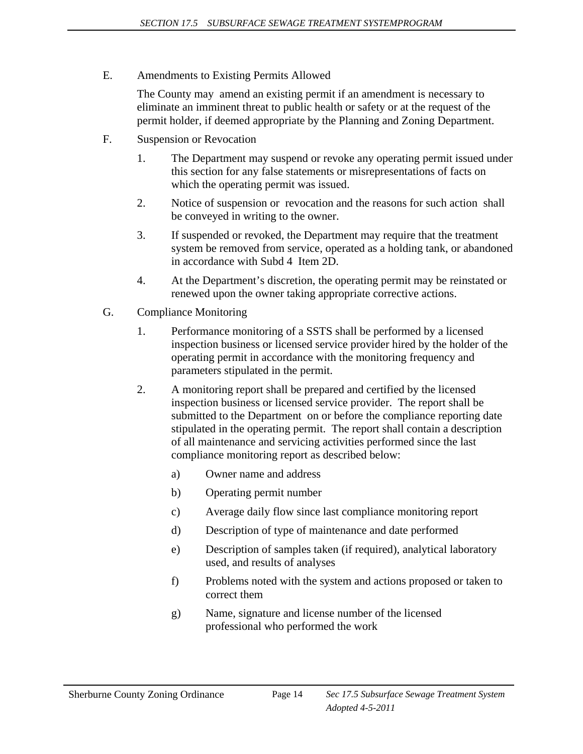E. Amendments to Existing Permits Allowed

The County may amend an existing permit if an amendment is necessary to eliminate an imminent threat to public health or safety or at the request of the permit holder, if deemed appropriate by the Planning and Zoning Department.

F. Suspension or Revocation

1. The Department may suspend or revoke any operating permit issued under this section for any false statements or misrepresentations of facts on which the operating permit was issued.
2. Notice of suspension or revocation and the reasons for such action shall be conveyed in writing to the owner.
3. If suspended or revoked, the Department may require that the treatment system be removed from service, operated as a holding tank, or abandoned in accordance with Subd 4 Item 2D.
4. At the Department's discretion, the operating permit may be reinstated or renewed upon the owner taking appropriate corrective actions.

G. Compliance Monitoring

1. Performance monitoring of a SSTS shall be performed by a licensed inspection business or licensed service provider hired by the holder of the operating permit in accordance with the monitoring frequency and parameters stipulated in the permit.
2. A monitoring report shall be prepared and certified by the licensed inspection business or licensed service provider. The report shall be submitted to the Department on or before the compliance reporting date stipulated in the operating permit. The report shall contain a description of all maintenance and servicing activities performed since the last compliance monitoring report as described below:
   a) Owner name and address
   b) Operating permit number
   c) Average daily flow since last compliance monitoring report
   d) Description of type of maintenance and date performed
   e) Description of samples taken (if required), analytical laboratory used, and results of analyses
   f) Problems noted with the system and actions proposed or taken to correct them
   g) Name, signature and license number of the licensed professional who performed the work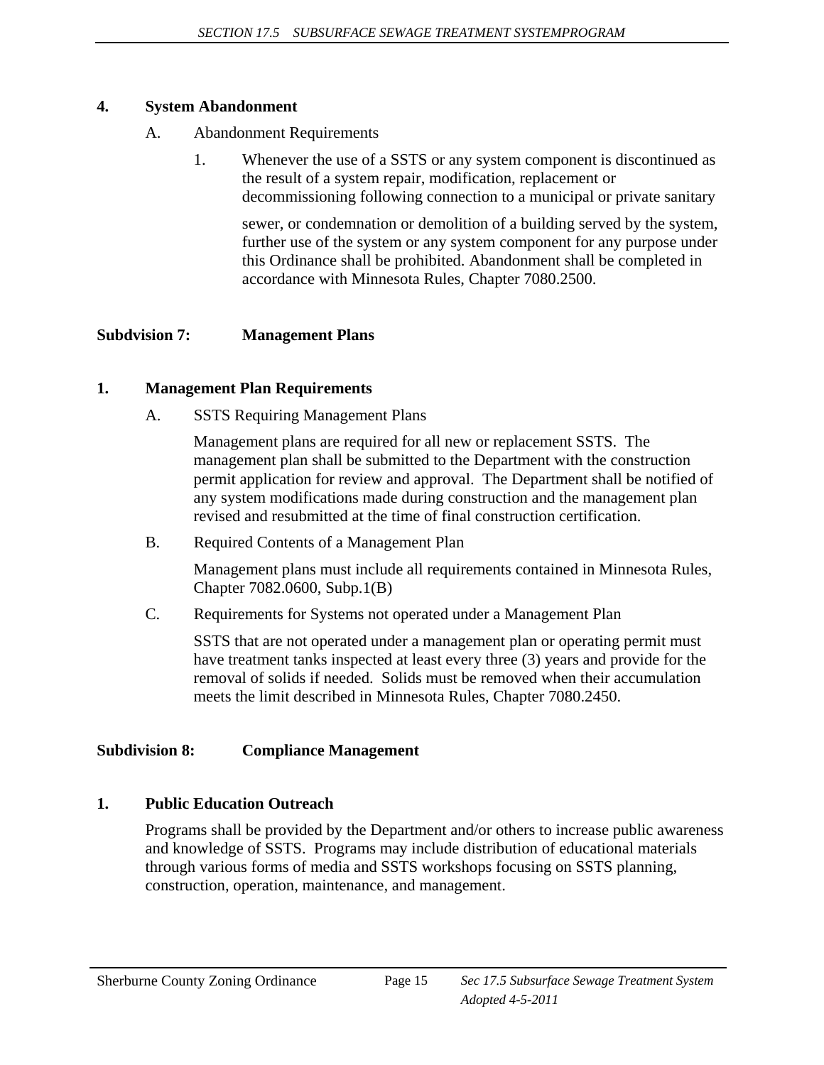**4. System Abandonment**

A. Abandonment Requirements

1. Whenever the use of a SSTS or any system component is discontinued as the result of a system repair, modification, replacement or decommissioning following connection to a municipal or private sanitary sewer, or condemnation or demolition of a building served by the system, further use of the system or any system component for any purpose under this Ordinance shall be prohibited. Abandonment shall be completed in accordance with Minnesota Rules, Chapter 7080.2500.

## Subdvision 7: Management Plans

**1. Management Plan Requirements**

A. SSTS Requiring Management Plans

Management plans are required for all new or replacement SSTS. The management plan shall be submitted to the Department with the construction permit application for review and approval. The Department shall be notified of any system modifications made during construction and the management plan revised and resubmitted at the time of final construction certification.

B. Required Contents of a Management Plan

Management plans must include all requirements contained in Minnesota Rules, Chapter 7082.0600, Subp.1(B)

C. Requirements for Systems not operated under a Management Plan

SSTS that are not operated under a management plan or operating permit must have treatment tanks inspected at least every three (3) years and provide for the removal of solids if needed. Solids must be removed when their accumulation meets the limit described in Minnesota Rules, Chapter 7080.2450.

## Subdivision 8: Compliance Management

**1. Public Education Outreach**

Programs shall be provided by the Department and/or others to increase public awareness and knowledge of SSTS. Programs may include distribution of educational materials through various forms of media and SSTS workshops focusing on SSTS planning, construction, operation, maintenance, and management.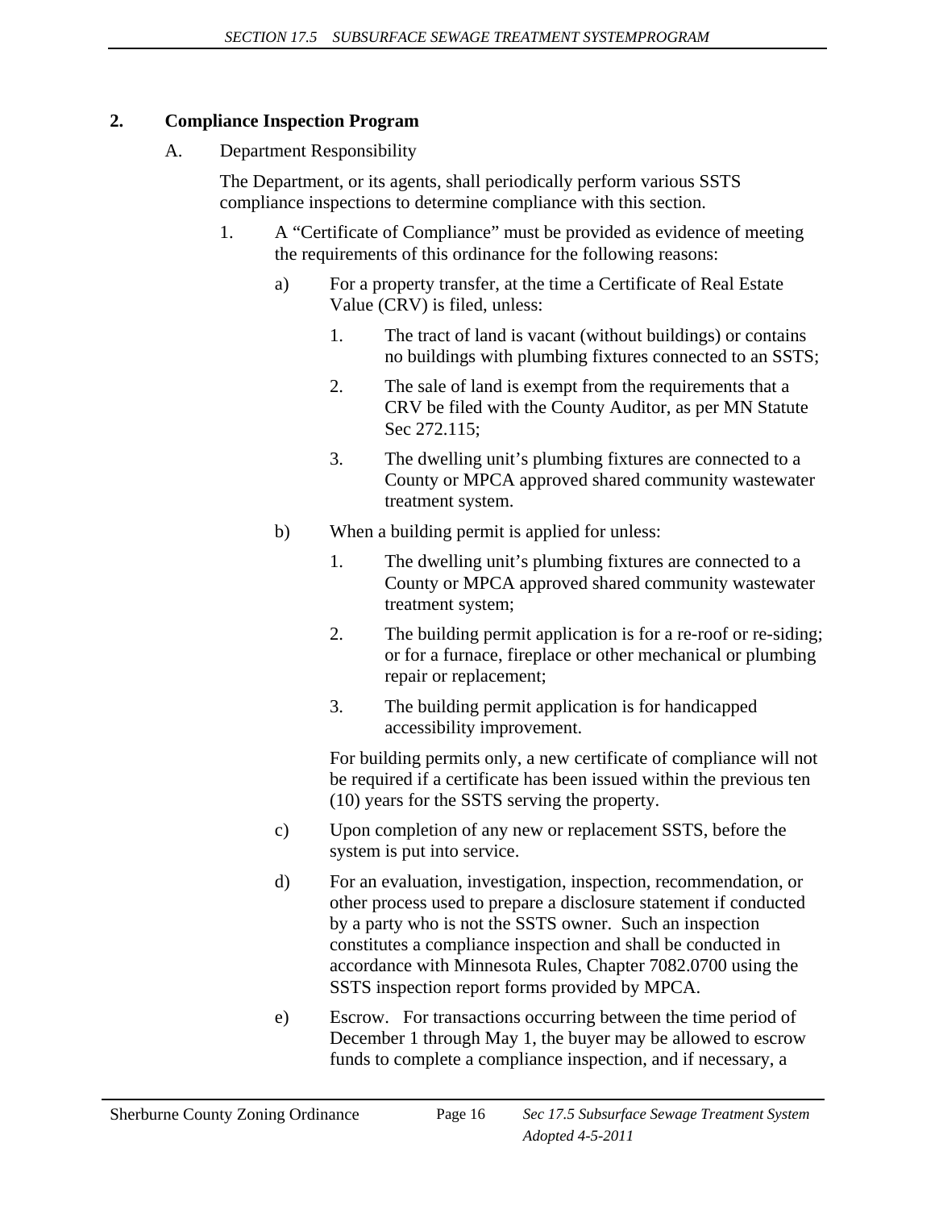## 2. Compliance Inspection Program

A. Department Responsibility

The Department, or its agents, shall periodically perform various SSTS compliance inspections to determine compliance with this section.

1. A "Certificate of Compliance" must be provided as evidence of meeting the requirements of this ordinance for the following reasons:

   a) For a property transfer, at the time a Certificate of Real Estate Value (CRV) is filed, unless:

      1. The tract of land is vacant (without buildings) or contains no buildings with plumbing fixtures connected to an SSTS;
      2. The sale of land is exempt from the requirements that a CRV be filed with the County Auditor, as per MN Statute Sec 272.115;
      3. The dwelling unit's plumbing fixtures are connected to a County or MPCA approved shared community wastewater treatment system.

   b) When a building permit is applied for unless:

      1. The dwelling unit's plumbing fixtures are connected to a County or MPCA approved shared community wastewater treatment system;
      2. The building permit application is for a re-roof or re-siding; or for a furnace, fireplace or other mechanical or plumbing repair or replacement;
      3. The building permit application is for handicapped accessibility improvement.

      For building permits only, a new certificate of compliance will not be required if a certificate has been issued within the previous ten (10) years for the SSTS serving the property.

   c) Upon completion of any new or replacement SSTS, before the system is put into service.

   d) For an evaluation, investigation, inspection, recommendation, or other process used to prepare a disclosure statement if conducted by a party who is not the SSTS owner. Such an inspection constitutes a compliance inspection and shall be conducted in accordance with Minnesota Rules, Chapter 7082.0700 using the SSTS inspection report forms provided by MPCA.

   e) Escrow. For transactions occurring between the time period of December 1 through May 1, the buyer may be allowed to escrow funds to complete a compliance inspection, and if necessary, a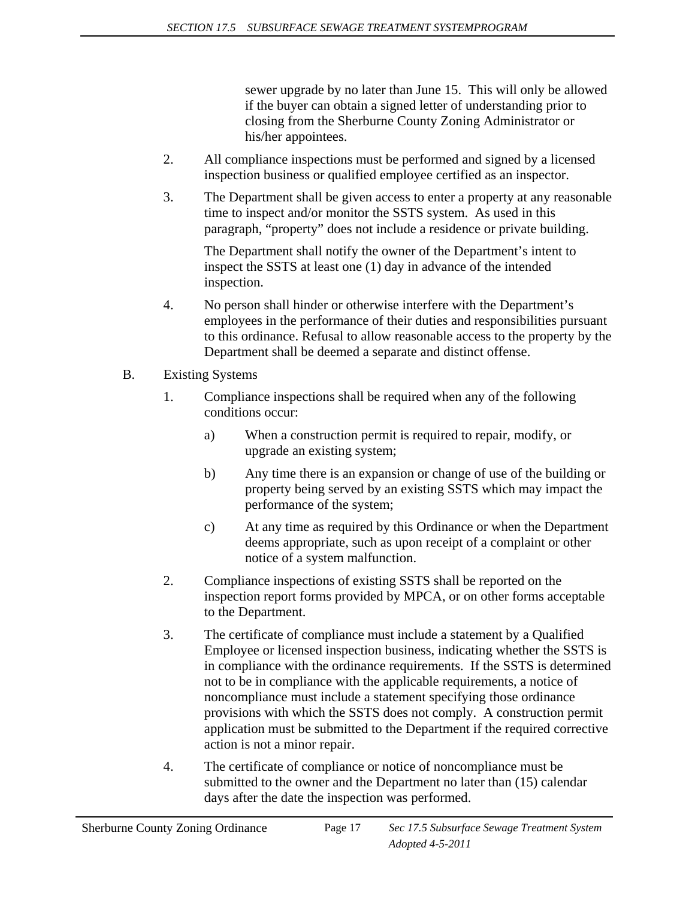sewer upgrade by no later than June 15. This will only be allowed if the buyer can obtain a signed letter of understanding prior to closing from the Sherburne County Zoning Administrator or his/her appointees.

2. All compliance inspections must be performed and signed by a licensed inspection business or qualified employee certified as an inspector.

3. The Department shall be given access to enter a property at any reasonable time to inspect and/or monitor the SSTS system. As used in this paragraph, "property" does not include a residence or private building.

   The Department shall notify the owner of the Department's intent to inspect the SSTS at least one (1) day in advance of the intended inspection.

4. No person shall hinder or otherwise interfere with the Department's employees in the performance of their duties and responsibilities pursuant to this ordinance. Refusal to allow reasonable access to the property by the Department shall be deemed a separate and distinct offense.

B. Existing Systems

1. Compliance inspections shall be required when any of the following conditions occur:

   a) When a construction permit is required to repair, modify, or upgrade an existing system;

   b) Any time there is an expansion or change of use of the building or property being served by an existing SSTS which may impact the performance of the system;

   c) At any time as required by this Ordinance or when the Department deems appropriate, such as upon receipt of a complaint or other notice of a system malfunction.

2. Compliance inspections of existing SSTS shall be reported on the inspection report forms provided by MPCA, or on other forms acceptable to the Department.

3. The certificate of compliance must include a statement by a Qualified Employee or licensed inspection business, indicating whether the SSTS is in compliance with the ordinance requirements. If the SSTS is determined not to be in compliance with the applicable requirements, a notice of noncompliance must include a statement specifying those ordinance provisions with which the SSTS does not comply. A construction permit application must be submitted to the Department if the required corrective action is not a minor repair.

4. The certificate of compliance or notice of noncompliance must be submitted to the owner and the Department no later than (15) calendar days after the date the inspection was performed.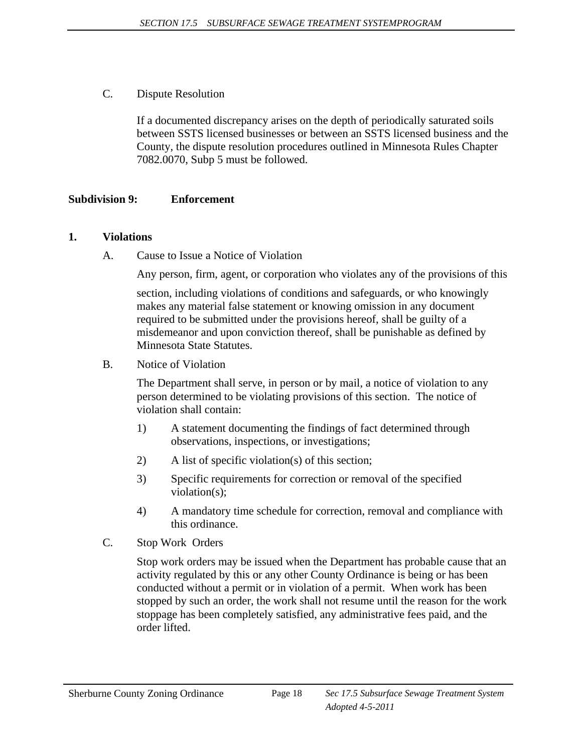C. Dispute Resolution

If a documented discrepancy arises on the depth of periodically saturated soils between SSTS licensed businesses or between an SSTS licensed business and the County, the dispute resolution procedures outlined in Minnesota Rules Chapter 7082.0070, Subp 5 must be followed.

## Subdivision 9: Enforcement

### 1. Violations

A. Cause to Issue a Notice of Violation

Any person, firm, agent, or corporation who violates any of the provisions of this section, including violations of conditions and safeguards, or who knowingly makes any material false statement or knowing omission in any document required to be submitted under the provisions hereof, shall be guilty of a misdemeanor and upon conviction thereof, shall be punishable as defined by Minnesota State Statutes.

B. Notice of Violation

The Department shall serve, in person or by mail, a notice of violation to any person determined to be violating provisions of this section. The notice of violation shall contain:

1) A statement documenting the findings of fact determined through observations, inspections, or investigations;

2) A list of specific violation(s) of this section;

3) Specific requirements for correction or removal of the specified violation(s);

4) A mandatory time schedule for correction, removal and compliance with this ordinance.

C. Stop Work Orders

Stop work orders may be issued when the Department has probable cause that an activity regulated by this or any other County Ordinance is being or has been conducted without a permit or in violation of a permit. When work has been stopped by such an order, the work shall not resume until the reason for the work stoppage has been completely satisfied, any administrative fees paid, and the order lifted.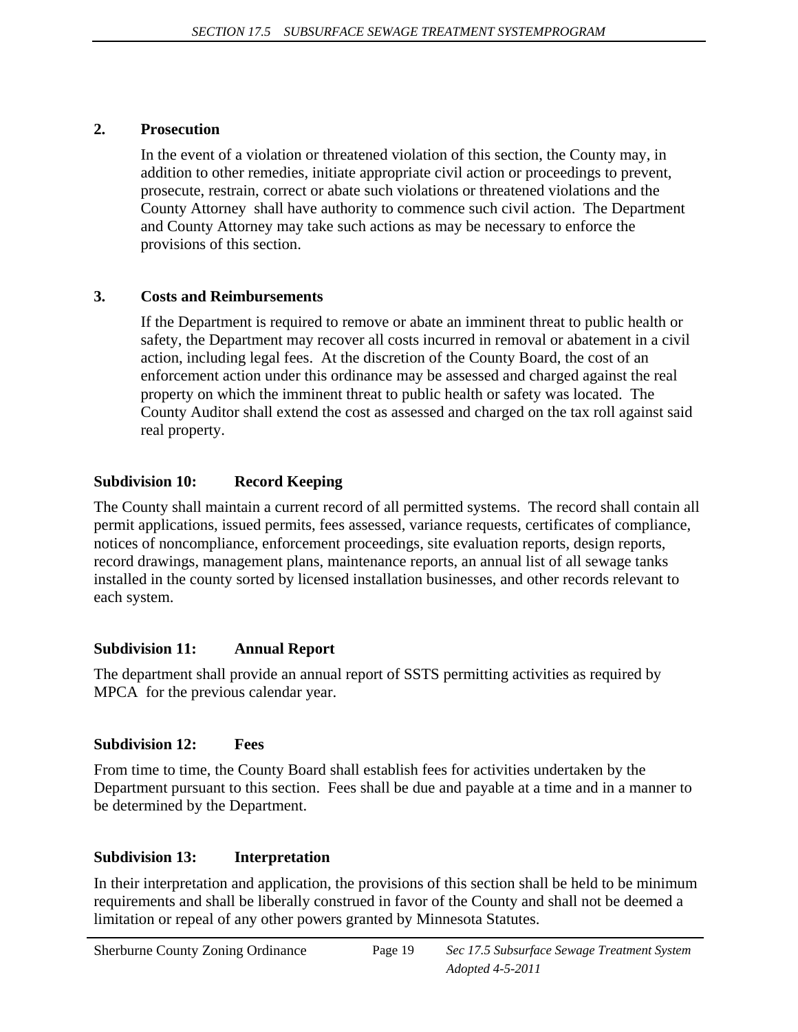**2. Prosecution**

In the event of a violation or threatened violation of this section, the County may, in addition to other remedies, initiate appropriate civil action or proceedings to prevent, prosecute, restrain, correct or abate such violations or threatened violations and the County Attorney shall have authority to commence such civil action. The Department and County Attorney may take such actions as may be necessary to enforce the provisions of this section.

**3. Costs and Reimbursements**

If the Department is required to remove or abate an imminent threat to public health or safety, the Department may recover all costs incurred in removal or abatement in a civil action, including legal fees. At the discretion of the County Board, the cost of an enforcement action under this ordinance may be assessed and charged against the real property on which the imminent threat to public health or safety was located. The County Auditor shall extend the cost as assessed and charged on the tax roll against said real property.

### Subdivision 10: Record Keeping

The County shall maintain a current record of all permitted systems. The record shall contain all permit applications, issued permits, fees assessed, variance requests, certificates of compliance, notices of noncompliance, enforcement proceedings, site evaluation reports, design reports, record drawings, management plans, maintenance reports, an annual list of all sewage tanks installed in the county sorted by licensed installation businesses, and other records relevant to each system.

### Subdivision 11: Annual Report

The department shall provide an annual report of SSTS permitting activities as required by MPCA for the previous calendar year.

### Subdivision 12: Fees

From time to time, the County Board shall establish fees for activities undertaken by the Department pursuant to this section. Fees shall be due and payable at a time and in a manner to be determined by the Department.

### Subdivision 13: Interpretation

In their interpretation and application, the provisions of this section shall be held to be minimum requirements and shall be liberally construed in favor of the County and shall not be deemed a limitation or repeal of any other powers granted by Minnesota Statutes.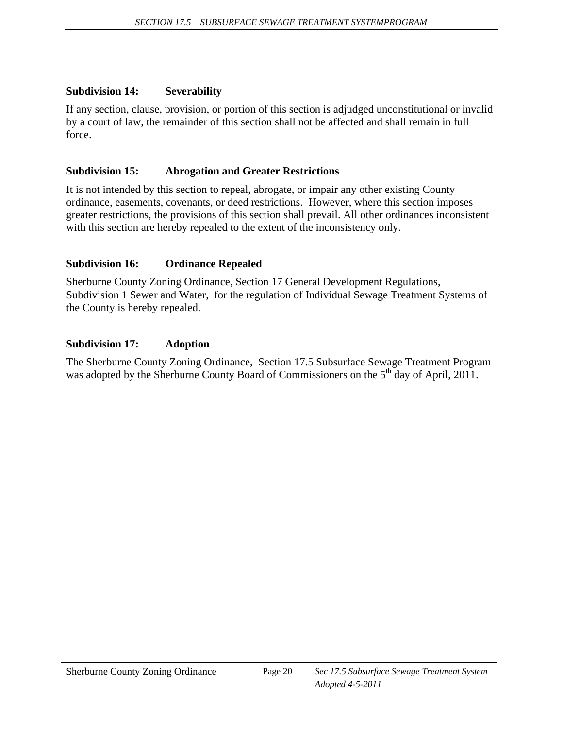## Subdivision 14: Severability

If any section, clause, provision, or portion of this section is adjudged unconstitutional or invalid by a court of law, the remainder of this section shall not be affected and shall remain in full force.

## Subdivision 15: Abrogation and Greater Restrictions

It is not intended by this section to repeal, abrogate, or impair any other existing County ordinance, easements, covenants, or deed restrictions. However, where this section imposes greater restrictions, the provisions of this section shall prevail. All other ordinances inconsistent with this section are hereby repealed to the extent of the inconsistency only.

## Subdivision 16: Ordinance Repealed

Sherburne County Zoning Ordinance, Section 17 General Development Regulations, Subdivision 1 Sewer and Water, for the regulation of Individual Sewage Treatment Systems of the County is hereby repealed.

## Subdivision 17: Adoption

The Sherburne County Zoning Ordinance, Section 17.5 Subsurface Sewage Treatment Program was adopted by the Sherburne County Board of Commissioners on the 5th day of April, 2011.